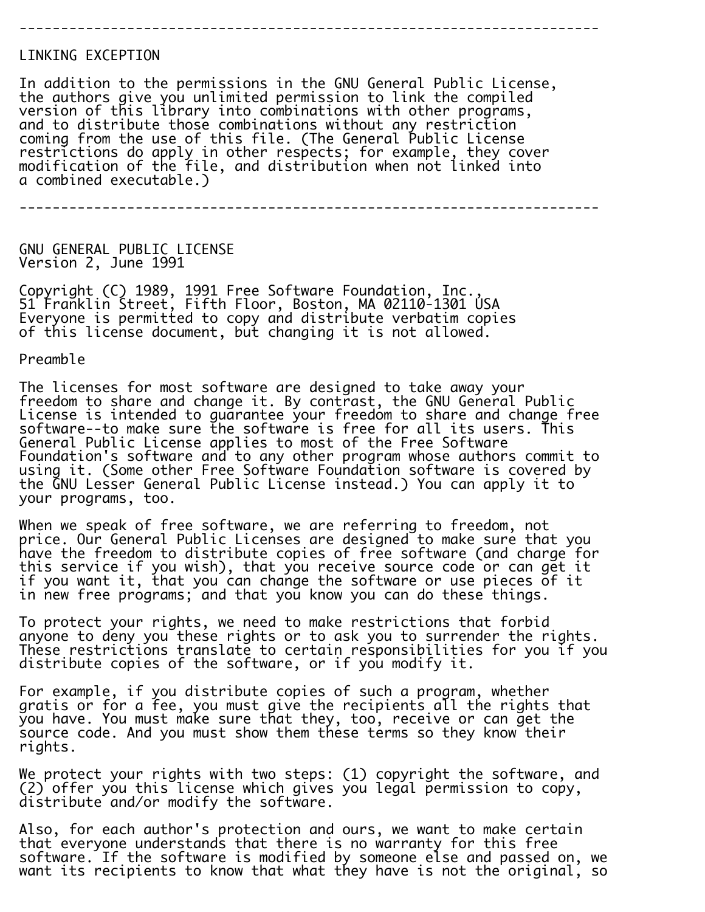---

LINKING EXCEPTION

In addition to the permissions in the GNU General Public License, the authors give you unlimited permission to link the compiled version of this library into combinations with other programs, and to distribute those combinations without any restriction coming from the use of this file. (The General Public License restrictions do apply in other respects; for example, they cover modification of the file, and distribution when not linked into a combined executable.)

---

GNU GENERAL PUBLIC LICENSE
Version 2, June 1991

Copyright (C) 1989, 1991 Free Software Foundation, Inc.,
51 Franklin Street, Fifth Floor, Boston, MA 02110-1301 USA
Everyone is permitted to copy and distribute verbatim copies
of this license document, but changing it is not allowed.

Preamble

The licenses for most software are designed to take away your freedom to share and change it. By contrast, the GNU General Public License is intended to guarantee your freedom to share and change free software--to make sure the software is free for all its users. This General Public License applies to most of the Free Software Foundation's software and to any other program whose authors commit to using it. (Some other Free Software Foundation software is covered by the GNU Lesser General Public License instead.) You can apply it to your programs, too.

When we speak of free software, we are referring to freedom, not price. Our General Public Licenses are designed to make sure that you have the freedom to distribute copies of free software (and charge for this service if you wish), that you receive source code or can get it if you want it, that you can change the software or use pieces of it in new free programs; and that you know you can do these things.

To protect your rights, we need to make restrictions that forbid anyone to deny you these rights or to ask you to surrender the rights. These restrictions translate to certain responsibilities for you if you distribute copies of the software, or if you modify it.

For example, if you distribute copies of such a program, whether gratis or for a fee, you must give the recipients all the rights that you have. You must make sure that they, too, receive or can get the source code. And you must show them these terms so they know their rights.

We protect your rights with two steps: (1) copyright the software, and (2) offer you this license which gives you legal permission to copy, distribute and/or modify the software.

Also, for each author's protection and ours, we want to make certain that everyone understands that there is no warranty for this free software. If the software is modified by someone else and passed on, we want its recipients to know that what they have is not the original, so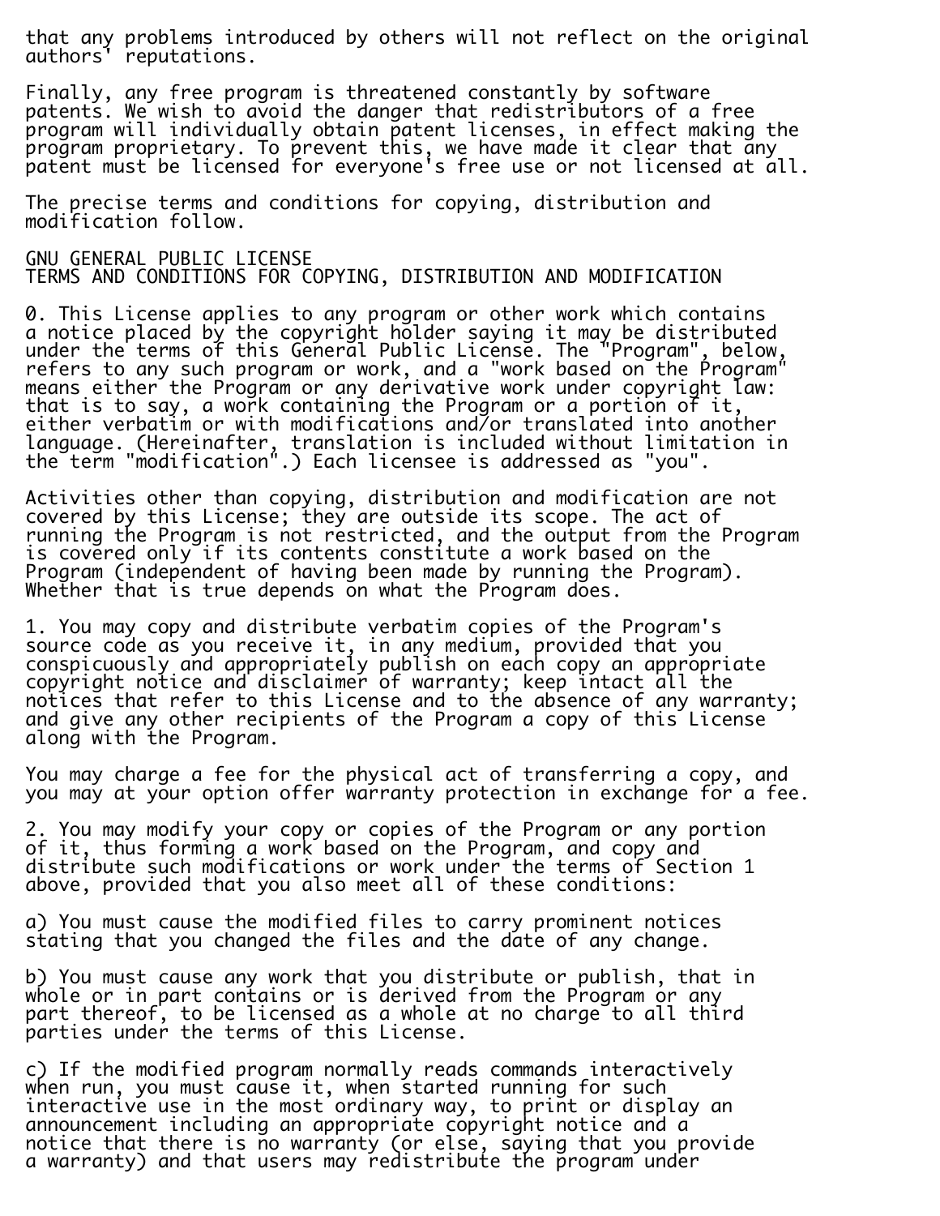that any problems introduced by others will not reflect on the original authors' reputations.

Finally, any free program is threatened constantly by software patents. We wish to avoid the danger that redistributors of a free program will individually obtain patent licenses, in effect making the program proprietary. To prevent this, we have made it clear that any patent must be licensed for everyone's free use or not licensed at all.

The precise terms and conditions for copying, distribution and modification follow.

GNU GENERAL PUBLIC LICENSE
TERMS AND CONDITIONS FOR COPYING, DISTRIBUTION AND MODIFICATION

0. This License applies to any program or other work which contains a notice placed by the copyright holder saying it may be distributed under the terms of this General Public License. The "Program", below, refers to any such program or work, and a "work based on the Program" means either the Program or any derivative work under copyright law: that is to say, a work containing the Program or a portion of it, either verbatim or with modifications and/or translated into another language. (Hereinafter, translation is included without limitation in the term "modification".) Each licensee is addressed as "you".

Activities other than copying, distribution and modification are not covered by this License; they are outside its scope. The act of running the Program is not restricted, and the output from the Program is covered only if its contents constitute a work based on the Program (independent of having been made by running the Program). Whether that is true depends on what the Program does.

1. You may copy and distribute verbatim copies of the Program's source code as you receive it, in any medium, provided that you conspicuously and appropriately publish on each copy an appropriate copyright notice and disclaimer of warranty; keep intact all the notices that refer to this License and to the absence of any warranty; and give any other recipients of the Program a copy of this License along with the Program.

You may charge a fee for the physical act of transferring a copy, and you may at your option offer warranty protection in exchange for a fee.

2. You may modify your copy or copies of the Program or any portion of it, thus forming a work based on the Program, and copy and distribute such modifications or work under the terms of Section 1 above, provided that you also meet all of these conditions:

a) You must cause the modified files to carry prominent notices stating that you changed the files and the date of any change.

b) You must cause any work that you distribute or publish, that in whole or in part contains or is derived from the Program or any part thereof, to be licensed as a whole at no charge to all third parties under the terms of this License.

c) If the modified program normally reads commands interactively when run, you must cause it, when started running for such interactive use in the most ordinary way, to print or display an announcement including an appropriate copyright notice and a notice that there is no warranty (or else, saying that you provide a warranty) and that users may redistribute the program under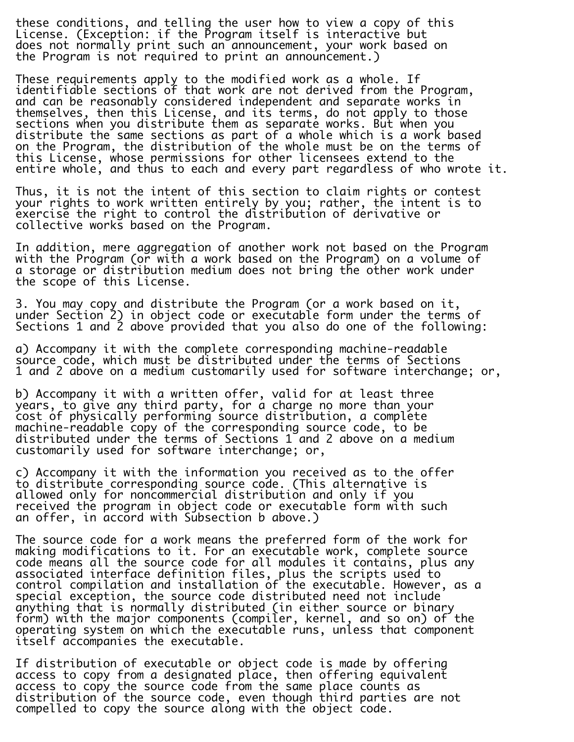these conditions, and telling the user how to view a copy of this License. (Exception: if the Program itself is interactive but does not normally print such an announcement, your work based on the Program is not required to print an announcement.)

These requirements apply to the modified work as a whole. If identifiable sections of that work are not derived from the Program, and can be reasonably considered independent and separate works in themselves, then this License, and its terms, do not apply to those sections when you distribute them as separate works. But when you distribute the same sections as part of a whole which is a work based on the Program, the distribution of the whole must be on the terms of this License, whose permissions for other licensees extend to the entire whole, and thus to each and every part regardless of who wrote it.

Thus, it is not the intent of this section to claim rights or contest your rights to work written entirely by you; rather, the intent is to exercise the right to control the distribution of derivative or collective works based on the Program.

In addition, mere aggregation of another work not based on the Program with the Program (or with a work based on the Program) on a volume of a storage or distribution medium does not bring the other work under the scope of this License.

3. You may copy and distribute the Program (or a work based on it, under Section 2) in object code or executable form under the terms of Sections 1 and 2 above provided that you also do one of the following:

a) Accompany it with the complete corresponding machine-readable source code, which must be distributed under the terms of Sections 1 and 2 above on a medium customarily used for software interchange; or,

b) Accompany it with a written offer, valid for at least three years, to give any third party, for a charge no more than your cost of physically performing source distribution, a complete machine-readable copy of the corresponding source code, to be distributed under the terms of Sections 1 and 2 above on a medium customarily used for software interchange; or,

c) Accompany it with the information you received as to the offer to distribute corresponding source code. (This alternative is allowed only for noncommercial distribution and only if you received the program in object code or executable form with such an offer, in accord with Subsection b above.)

The source code for a work means the preferred form of the work for making modifications to it. For an executable work, complete source code means all the source code for all modules it contains, plus any associated interface definition files, plus the scripts used to control compilation and installation of the executable. However, as a special exception, the source code distributed need not include anything that is normally distributed (in either source or binary form) with the major components (compiler, kernel, and so on) of the operating system on which the executable runs, unless that component itself accompanies the executable.

If distribution of executable or object code is made by offering access to copy from a designated place, then offering equivalent access to copy the source code from the same place counts as distribution of the source code, even though third parties are not compelled to copy the source along with the object code.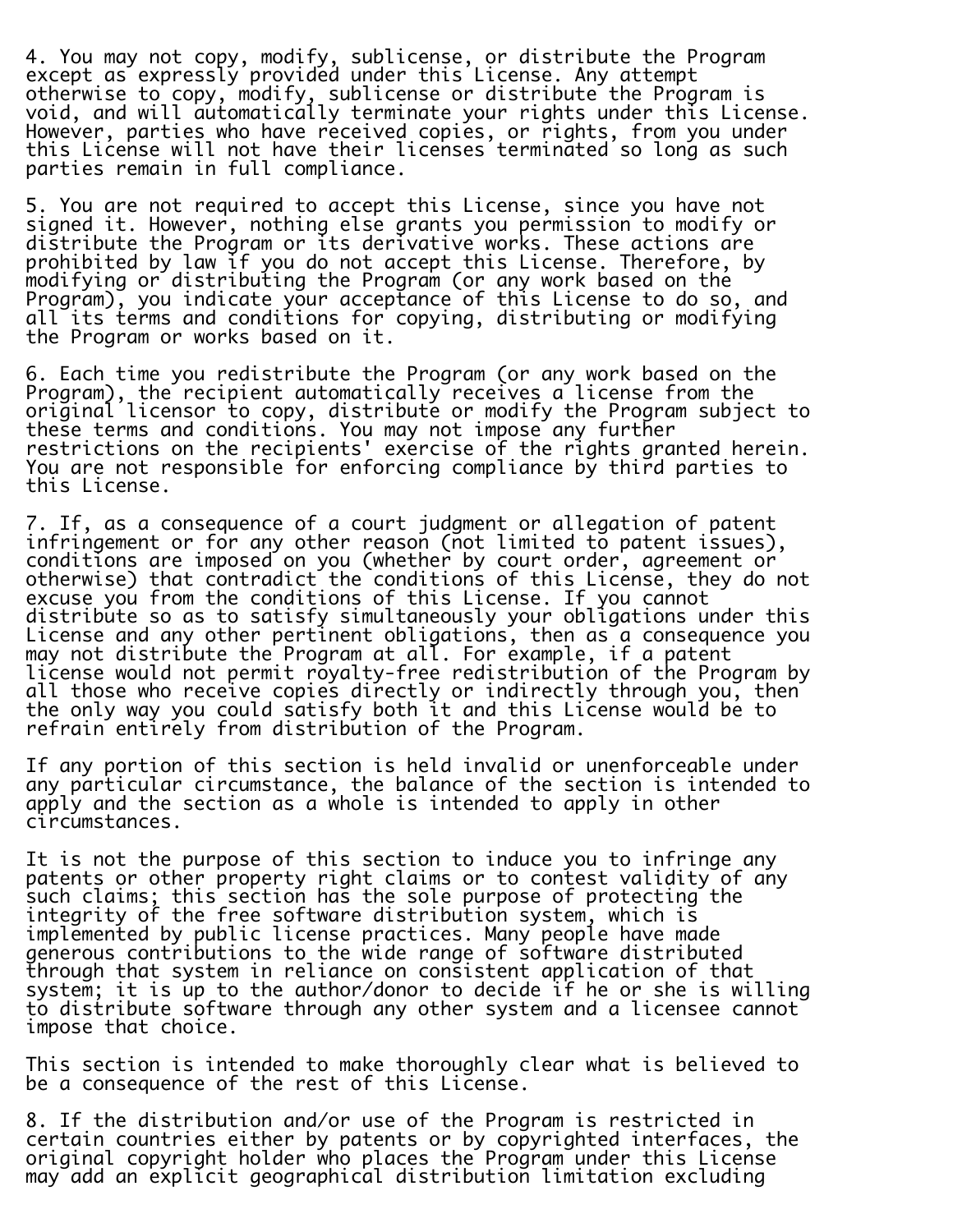4. You may not copy, modify, sublicense, or distribute the Program except as expressly provided under this License. Any attempt otherwise to copy, modify, sublicense or distribute the Program is void, and will automatically terminate your rights under this License. However, parties who have received copies, or rights, from you under this License will not have their licenses terminated so long as such parties remain in full compliance.

5. You are not required to accept this License, since you have not signed it. However, nothing else grants you permission to modify or distribute the Program or its derivative works. These actions are prohibited by law if you do not accept this License. Therefore, by modifying or distributing the Program (or any work based on the Program), you indicate your acceptance of this License to do so, and all its terms and conditions for copying, distributing or modifying the Program or works based on it.

6. Each time you redistribute the Program (or any work based on the Program), the recipient automatically receives a license from the original licensor to copy, distribute or modify the Program subject to these terms and conditions. You may not impose any further restrictions on the recipients' exercise of the rights granted herein. You are not responsible for enforcing compliance by third parties to this License.

7. If, as a consequence of a court judgment or allegation of patent infringement or for any other reason (not limited to patent issues), conditions are imposed on you (whether by court order, agreement or otherwise) that contradict the conditions of this License, they do not excuse you from the conditions of this License. If you cannot distribute so as to satisfy simultaneously your obligations under this License and any other pertinent obligations, then as a consequence you may not distribute the Program at all. For example, if a patent license would not permit royalty-free redistribution of the Program by all those who receive copies directly or indirectly through you, then the only way you could satisfy both it and this License would be to refrain entirely from distribution of the Program.

If any portion of this section is held invalid or unenforceable under any particular circumstance, the balance of the section is intended to apply and the section as a whole is intended to apply in other circumstances.

It is not the purpose of this section to induce you to infringe any patents or other property right claims or to contest validity of any such claims; this section has the sole purpose of protecting the integrity of the free software distribution system, which is implemented by public license practices. Many people have made generous contributions to the wide range of software distributed through that system in reliance on consistent application of that system; it is up to the author/donor to decide if he or she is willing to distribute software through any other system and a licensee cannot impose that choice.

This section is intended to make thoroughly clear what is believed to be a consequence of the rest of this License.

8. If the distribution and/or use of the Program is restricted in certain countries either by patents or by copyrighted interfaces, the original copyright holder who places the Program under this License may add an explicit geographical distribution limitation excluding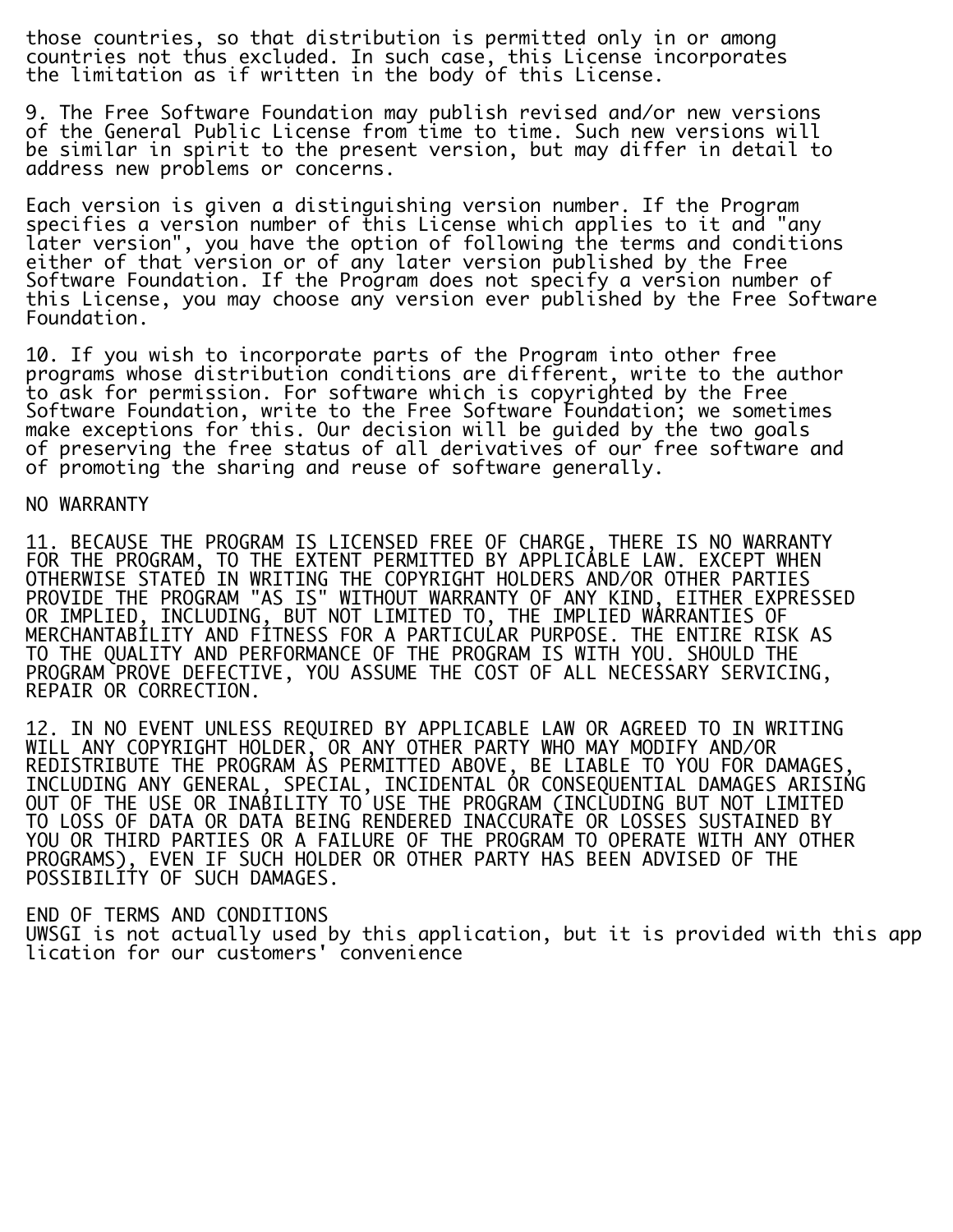those countries, so that distribution is permitted only in or among countries not thus excluded. In such case, this License incorporates the limitation as if written in the body of this License.

9. The Free Software Foundation may publish revised and/or new versions of the General Public License from time to time. Such new versions will be similar in spirit to the present version, but may differ in detail to address new problems or concerns.

Each version is given a distinguishing version number. If the Program specifies a version number of this License which applies to it and "any later version", you have the option of following the terms and conditions either of that version or of any later version published by the Free Software Foundation. If the Program does not specify a version number of this License, you may choose any version ever published by the Free Software Foundation.

10. If you wish to incorporate parts of the Program into other free programs whose distribution conditions are different, write to the author to ask for permission. For software which is copyrighted by the Free Software Foundation, write to the Free Software Foundation; we sometimes make exceptions for this. Our decision will be guided by the two goals of preserving the free status of all derivatives of our free software and of promoting the sharing and reuse of software generally.

NO WARRANTY

11. BECAUSE THE PROGRAM IS LICENSED FREE OF CHARGE, THERE IS NO WARRANTY FOR THE PROGRAM, TO THE EXTENT PERMITTED BY APPLICABLE LAW. EXCEPT WHEN OTHERWISE STATED IN WRITING THE COPYRIGHT HOLDERS AND/OR OTHER PARTIES PROVIDE THE PROGRAM "AS IS" WITHOUT WARRANTY OF ANY KIND, EITHER EXPRESSED OR IMPLIED, INCLUDING, BUT NOT LIMITED TO, THE IMPLIED WARRANTIES OF MERCHANTABILITY AND FITNESS FOR A PARTICULAR PURPOSE. THE ENTIRE RISK AS TO THE QUALITY AND PERFORMANCE OF THE PROGRAM IS WITH YOU. SHOULD THE PROGRAM PROVE DEFECTIVE, YOU ASSUME THE COST OF ALL NECESSARY SERVICING, REPAIR OR CORRECTION.

12. IN NO EVENT UNLESS REQUIRED BY APPLICABLE LAW OR AGREED TO IN WRITING WILL ANY COPYRIGHT HOLDER, OR ANY OTHER PARTY WHO MAY MODIFY AND/OR REDISTRIBUTE THE PROGRAM AS PERMITTED ABOVE, BE LIABLE TO YOU FOR DAMAGES, INCLUDING ANY GENERAL, SPECIAL, INCIDENTAL OR CONSEQUENTIAL DAMAGES ARISING OUT OF THE USE OR INABILITY TO USE THE PROGRAM (INCLUDING BUT NOT LIMITED TO LOSS OF DATA OR DATA BEING RENDERED INACCURATE OR LOSSES SUSTAINED BY YOU OR THIRD PARTIES OR A FAILURE OF THE PROGRAM TO OPERATE WITH ANY OTHER PROGRAMS), EVEN IF SUCH HOLDER OR OTHER PARTY HAS BEEN ADVISED OF THE POSSIBILITY OF SUCH DAMAGES.

END OF TERMS AND CONDITIONS
UWSGI is not actually used by this application, but it is provided with this application for our customers' convenience